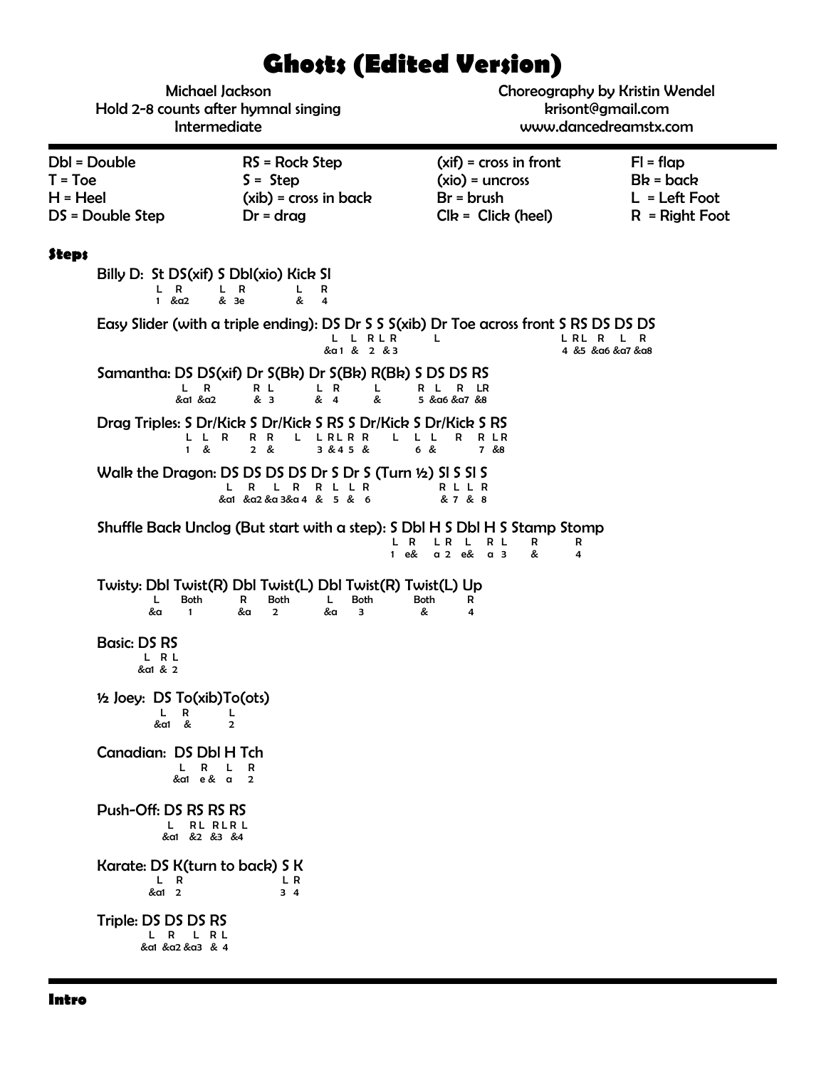# Ghosts (Edited Version)

Michael Jackson
Hold 2-8 counts after hymnal singing
Intermediate

Choreography by Kristin Wendel
krisont@gmail.com
www.dancedreamstx.com

| | | | |
|---|---|---|---|
| Dbl = Double | RS = Rock Step | (xif) = cross in front | Fl = flap |
| T = Toe | S = Step | (xio) = uncross | Bk = back |
| H = Heel | (xib) = cross in back | Br = brush | L = Left Foot |
| DS = Double Step | Dr = drag | Clk = Click (heel) | R = Right Foot |

### Steps

**Billy D:** St DS(xif) S Dbl(xio) Kick Sl
L R L R L R
1 &a2 & 3e & 4

**Easy Slider (with a triple ending):** DS Dr S S S(xib) Dr Toe across front S RS DS DS DS
L L R L R L L RL R L R
&a1 & 2 & 3 4 &5 &a6 &a7 &a8

**Samantha:** DS DS(xif) Dr S(Bk) Dr S(Bk) R(Bk) S DS DS RS
L R R L L R L R L R LR
&a1 &a2 & 3 & 4 & 5 &a6 &a7 &8

**Drag Triples:** S Dr/Kick S Dr/Kick S RS S Dr/Kick S Dr/Kick S RS
L L R R R L L RL R R L L L R R LR
1 & 2 & 3 &4 5 & 6 & 7 &8

**Walk the Dragon:** DS DS DS DS Dr S Dr S (Turn ½) Sl S Sl S
L R L R R L L R R L L R
&a1 &a2 &a 3&a 4 & 5 & 6 & 7 & 8

**Shuffle Back Unclog (But start with a step):** S Dbl H S Dbl H S Stamp Stomp
L R L R L R L R R
1 e& a 2 e& a 3 & 4

**Twisty:** Dbl Twist(R) Dbl Twist(L) Dbl Twist(R) Twist(L) Up
L Both R Both L Both Both R
&a 1 &a 2 &a 3 & 4

**Basic:** DS RS
L R L
&a1 & 2

**½ Joey:** DS To(xib)To(ots)
L R L
&a1 & 2

**Canadian:** DS Dbl H Tch
L R L R
&a1 e & a 2

**Push-Off:** DS RS RS RS
L RL RLR L
&a1 &2 &3 &4

**Karate:** DS K(turn to back) S K
L R L R
&a1 2 3 4

**Triple:** DS DS DS RS
L R L R L
&a1 &a2 &a3 & 4

### Intro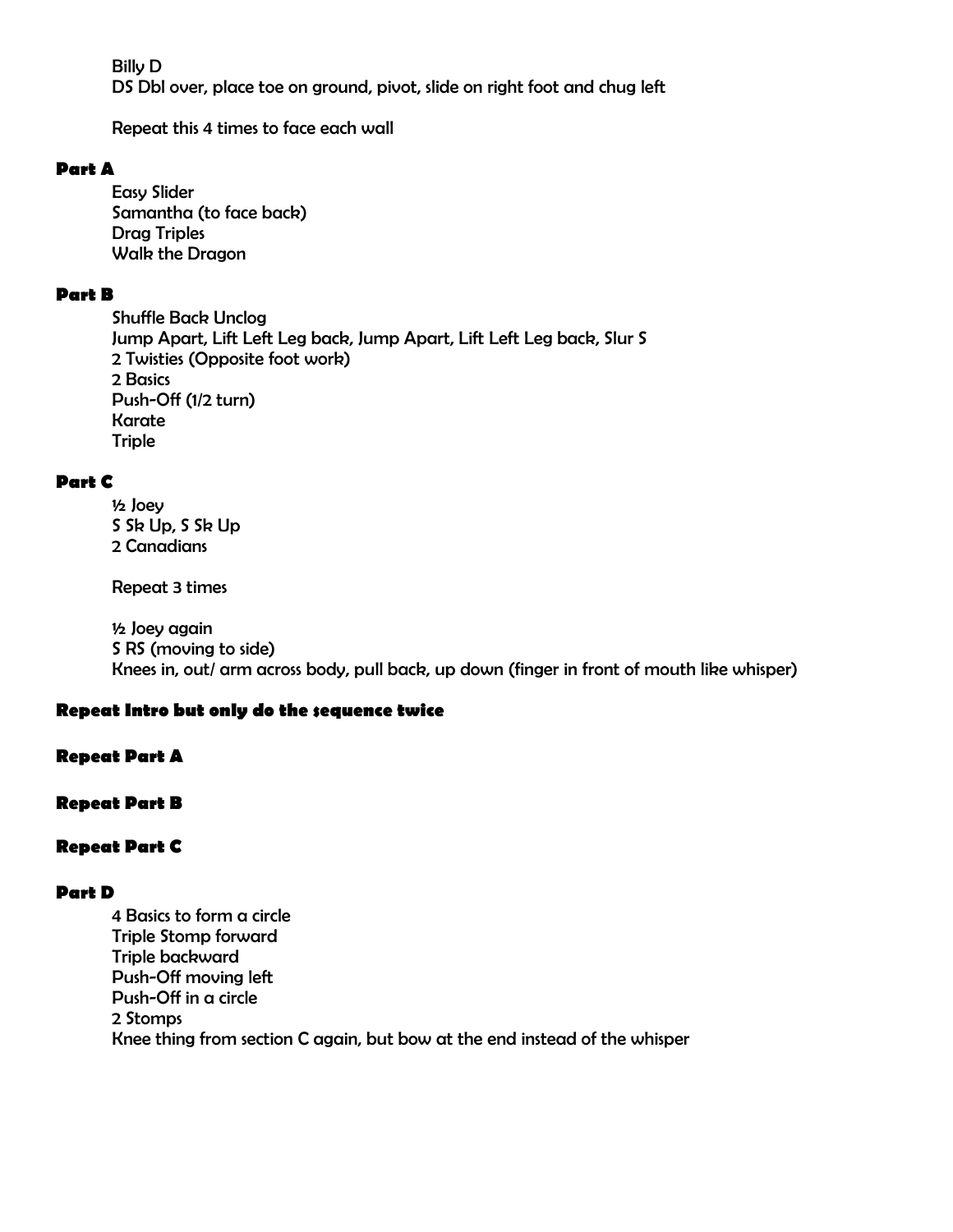Billy D
DS Dbl over, place toe on ground, pivot, slide on right foot and chug left

Repeat this 4 times to face each wall

**Part A**

Easy Slider
Samantha (to face back)
Drag Triples
Walk the Dragon

**Part B**

Shuffle Back Unclog
Jump Apart, Lift Left Leg back, Jump Apart, Lift Left Leg back, Slur S
2 Twisties (Opposite foot work)
2 Basics
Push-Off (1/2 turn)
Karate
Triple

**Part C**

½ Joey
S Sk Up, S Sk Up
2 Canadians

Repeat 3 times

½ Joey again
S RS (moving to side)
Knees in, out/ arm across body, pull back, up down (finger in front of mouth like whisper)

**Repeat Intro but only do the sequence twice**

**Repeat Part A**

**Repeat Part B**

**Repeat Part C**

**Part D**

4 Basics to form a circle
Triple Stomp forward
Triple backward
Push-Off moving left
Push-Off in a circle
2 Stomps
Knee thing from section C again, but bow at the end instead of the whisper